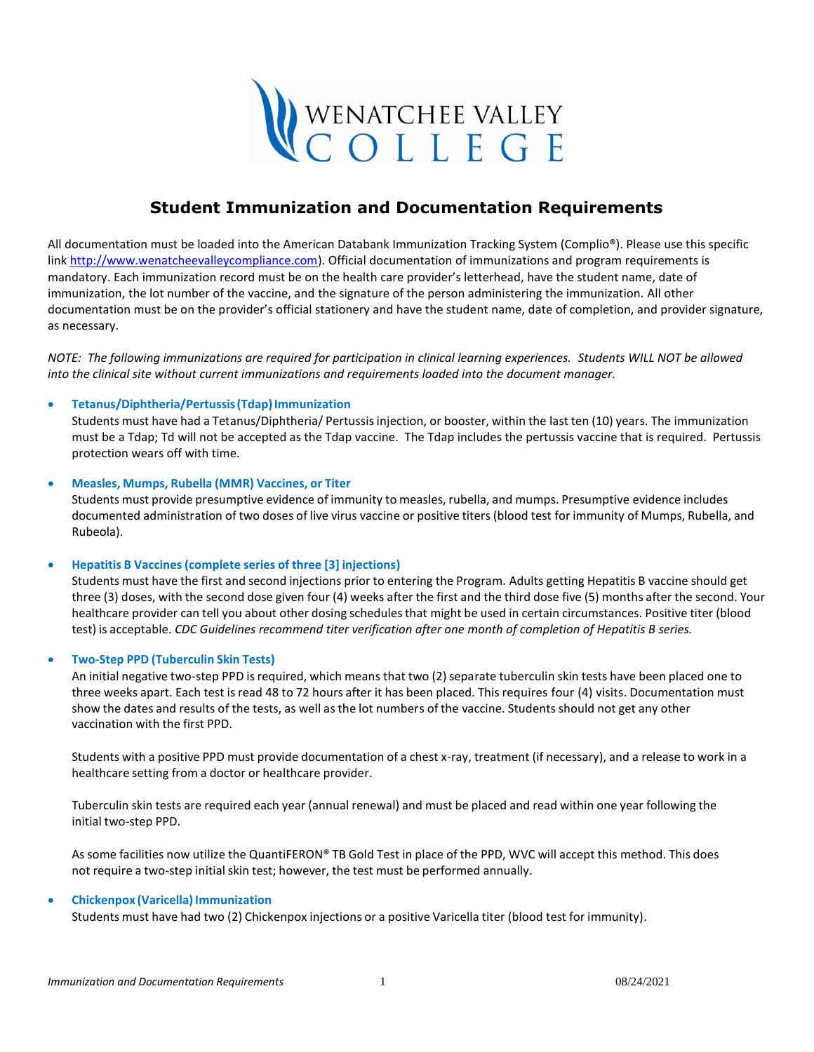# Student Immunization and Documentation Requirements

All documentation must be loaded into the American Databank Immunization Tracking System (Complio®). Please use this specific link [http://www.wenatcheevalleycompliance.com](http://www.wenatcheevalleycompliance.com)). Official documentation of immunizations and program requirements is mandatory. Each immunization record must be on the health care provider's letterhead, have the student name, date of immunization, the lot number of the vaccine, and the signature of the person administering the immunization. All other documentation must be on the provider's official stationery and have the student name, date of completion, and provider signature, as necessary.

*NOTE: The following immunizations are required for participation in clinical learning experiences. Students WILL NOT be allowed into the clinical site without current immunizations and requirements loaded into the document manager.*

- **Tetanus/Diphtheria/Pertussis (Tdap) Immunization**
  Students must have had a Tetanus/Diphtheria/ Pertussis injection, or booster, within the last ten (10) years. The immunization must be a Tdap; Td will not be accepted as the Tdap vaccine. The Tdap includes the pertussis vaccine that is required. Pertussis protection wears off with time.

- **Measles, Mumps, Rubella (MMR) Vaccines, or Titer**
  Students must provide presumptive evidence of immunity to measles, rubella, and mumps. Presumptive evidence includes documented administration of two doses of live virus vaccine or positive titers (blood test for immunity of Mumps, Rubella, and Rubeola).

- **Hepatitis B Vaccines (complete series of three [3] injections)**
  Students must have the first and second injections prior to entering the Program. Adults getting Hepatitis B vaccine should get three (3) doses, with the second dose given four (4) weeks after the first and the third dose five (5) months after the second. Your healthcare provider can tell you about other dosing schedules that might be used in certain circumstances. Positive titer (blood test) is acceptable. *CDC Guidelines recommend titer verification after one month of completion of Hepatitis B series.*

- **Two-Step PPD (Tuberculin Skin Tests)**
  An initial negative two-step PPD is required, which means that two (2) separate tuberculin skin tests have been placed one to three weeks apart. Each test is read 48 to 72 hours after it has been placed. This requires four (4) visits. Documentation must show the dates and results of the tests, as well as the lot numbers of the vaccine. Students should not get any other vaccination with the first PPD.

  Students with a positive PPD must provide documentation of a chest x-ray, treatment (if necessary), and a release to work in a healthcare setting from a doctor or healthcare provider.

  Tuberculin skin tests are required each year (annual renewal) and must be placed and read within one year following the initial two-step PPD.

  As some facilities now utilize the QuantiFERON® TB Gold Test in place of the PPD, WVC will accept this method. This does not require a two-step initial skin test; however, the test must be performed annually.

- **Chickenpox (Varicella) Immunization**
  Students must have had two (2) Chickenpox injections or a positive Varicella titer (blood test for immunity).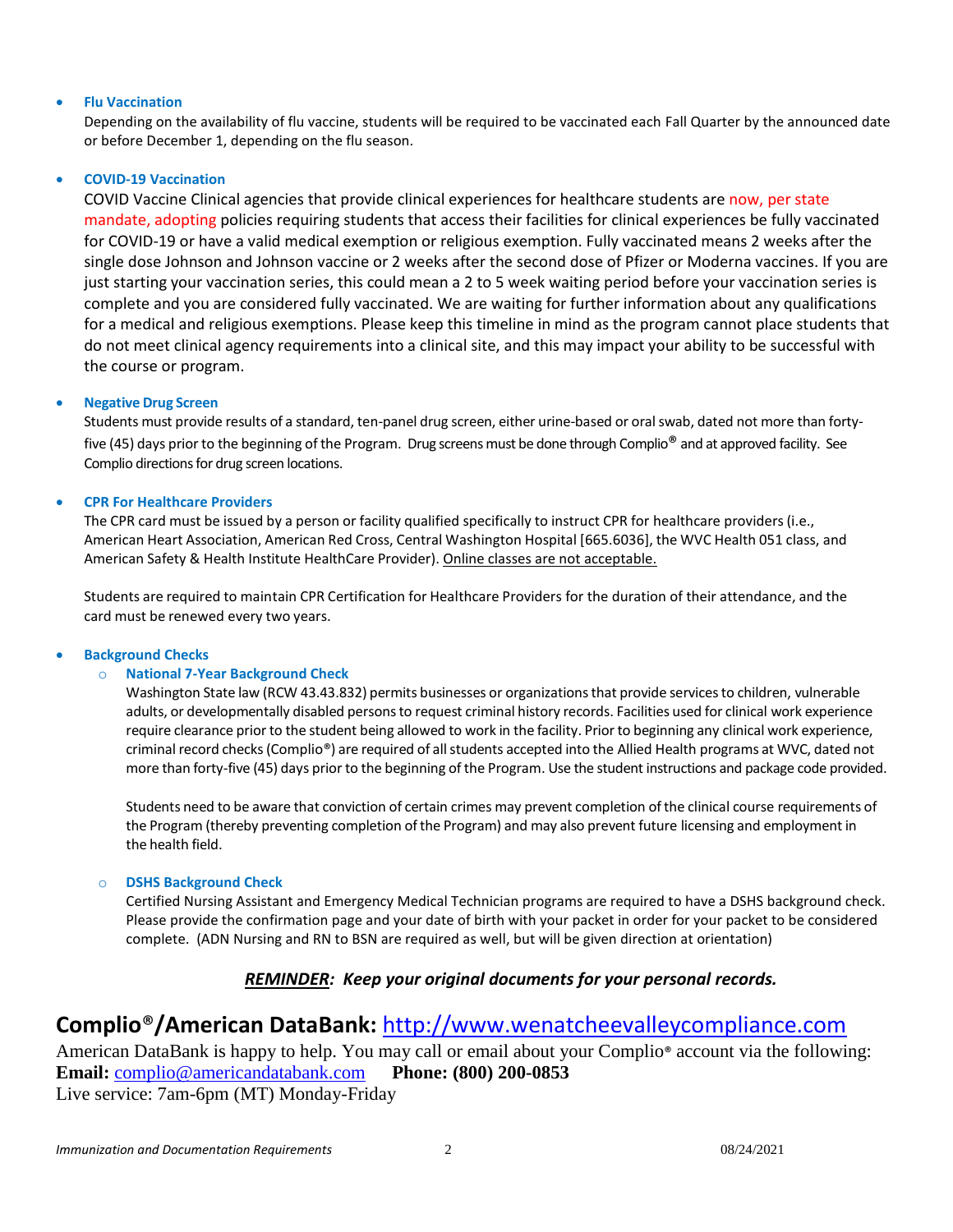- **Flu Vaccination**

  Depending on the availability of flu vaccine, students will be required to be vaccinated each Fall Quarter by the announced date or before December 1, depending on the flu season.

- **COVID-19 Vaccination**

  COVID Vaccine Clinical agencies that provide clinical experiences for healthcare students are now, per state mandate, adopting policies requiring students that access their facilities for clinical experiences be fully vaccinated for COVID-19 or have a valid medical exemption or religious exemption. Fully vaccinated means 2 weeks after the single dose Johnson and Johnson vaccine or 2 weeks after the second dose of Pfizer or Moderna vaccines. If you are just starting your vaccination series, this could mean a 2 to 5 week waiting period before your vaccination series is complete and you are considered fully vaccinated. We are waiting for further information about any qualifications for a medical and religious exemptions. Please keep this timeline in mind as the program cannot place students that do not meet clinical agency requirements into a clinical site, and this may impact your ability to be successful with the course or program.

- **Negative Drug Screen**

  Students must provide results of a standard, ten-panel drug screen, either urine-based or oral swab, dated not more than forty-five (45) days prior to the beginning of the Program. Drug screens must be done through Complio® and at approved facility. See Complio directions for drug screen locations.

- **CPR For Healthcare Providers**

  The CPR card must be issued by a person or facility qualified specifically to instruct CPR for healthcare providers (i.e., American Heart Association, American Red Cross, Central Washington Hospital [665.6036], the WVC Health 051 class, and American Safety & Health Institute HealthCare Provider). Online classes are not acceptable.

  Students are required to maintain CPR Certification for Healthcare Providers for the duration of their attendance, and the card must be renewed every two years.

- **Background Checks**
  - **National 7-Year Background Check**

    Washington State law (RCW 43.43.832) permits businesses or organizations that provide services to children, vulnerable adults, or developmentally disabled persons to request criminal history records. Facilities used for clinical work experience require clearance prior to the student being allowed to work in the facility. Prior to beginning any clinical work experience, criminal record checks (Complio®) are required of all students accepted into the Allied Health programs at WVC, dated not more than forty-five (45) days prior to the beginning of the Program. Use the student instructions and package code provided.

    Students need to be aware that conviction of certain crimes may prevent completion of the clinical course requirements of the Program (thereby preventing completion of the Program) and may also prevent future licensing and employment in the health field.

  - **DSHS Background Check**

    Certified Nursing Assistant and Emergency Medical Technician programs are required to have a DSHS background check. Please provide the confirmation page and your date of birth with your packet in order for your packet to be considered complete. (ADN Nursing and RN to BSN are required as well, but will be given direction at orientation)

***REMINDER:* Keep your original documents for your personal records.**

## Complio®/American DataBank: http://www.wenatcheevalleycompliance.com

American DataBank is happy to help. You may call or email about your Complio® account via the following:
**Email:** complio@americandatabank.com **Phone: (800) 200-0853**
Live service: 7am-6pm (MT) Monday-Friday